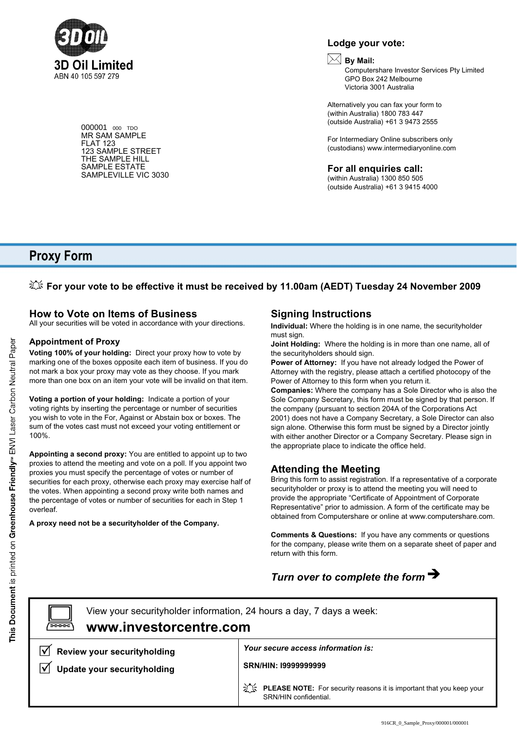**3D Oil Limited**
ABN 40 105 597 279

000001 000 TDO
MR SAM SAMPLE
FLAT 123
123 SAMPLE STREET
THE SAMPLE HILL
SAMPLE ESTATE
SAMPLEVILLE VIC 3030

## Lodge your vote:

**By Mail:**
Computershare Investor Services Pty Limited
GPO Box 242 Melbourne
Victoria 3001 Australia

Alternatively you can fax your form to
(within Australia) 1800 783 447
(outside Australia) +61 3 9473 2555

For Intermediary Online subscribers only
(custodians) www.intermediaryonline.com

## For all enquiries call:

(within Australia) 1300 850 505
(outside Australia) +61 3 9415 4000

# Proxy Form

**For your vote to be effective it must be received by 11.00am (AEDT) Tuesday 24 November 2009**

## How to Vote on Items of Business

All your securities will be voted in accordance with your directions.

### Appointment of Proxy

**Voting 100% of your holding:** Direct your proxy how to vote by marking one of the boxes opposite each item of business. If you do not mark a box your proxy may vote as they choose. If you mark more than one box on an item your vote will be invalid on that item.

**Voting a portion of your holding:** Indicate a portion of your voting rights by inserting the percentage or number of securities you wish to vote in the For, Against or Abstain box or boxes. The sum of the votes cast must not exceed your voting entitlement or 100%.

**Appointing a second proxy:** You are entitled to appoint up to two proxies to attend the meeting and vote on a poll. If you appoint two proxies you must specify the percentage of votes or number of securities for each proxy, otherwise each proxy may exercise half of the votes. When appointing a second proxy write both names and the percentage of votes or number of securities for each in Step 1 overleaf.

**A proxy need not be a securityholder of the Company.**

## Signing Instructions

**Individual:** Where the holding is in one name, the securityholder must sign.

**Joint Holding:** Where the holding is in more than one name, all of the securityholders should sign.

**Power of Attorney:** If you have not already lodged the Power of Attorney with the registry, please attach a certified photocopy of the Power of Attorney to this form when you return it.

**Companies:** Where the company has a Sole Director who is also the Sole Company Secretary, this form must be signed by that person. If the company (pursuant to section 204A of the Corporations Act 2001) does not have a Company Secretary, a Sole Director can also sign alone. Otherwise this form must be signed by a Director jointly with either another Director or a Company Secretary. Please sign in the appropriate place to indicate the office held.

## Attending the Meeting

Bring this form to assist registration. If a representative of a corporate securityholder or proxy is to attend the meeting you will need to provide the appropriate "Certificate of Appointment of Corporate Representative" prior to admission. A form of the certificate may be obtained from Computershare or online at www.computershare.com.

**Comments & Questions:** If you have any comments or questions for the company, please write them on a separate sheet of paper and return with this form.

***Turn over to complete the form*** ➔

View your securityholder information, 24 hours a day, 7 days a week:
**www.investorcentre.com**

- ☑ **Review your securityholding**
- ☑ **Update your securityholding**

***Your secure access information is:***

**SRN/HIN: I9999999999**

**PLEASE NOTE:** For security reasons it is important that you keep your SRN/HIN confidential.

**This Document** is printed on **Greenhouse Friendly™** ENVI Laser Carbon Neutral Paper

916CR_0_Sample_Proxy/000001/000001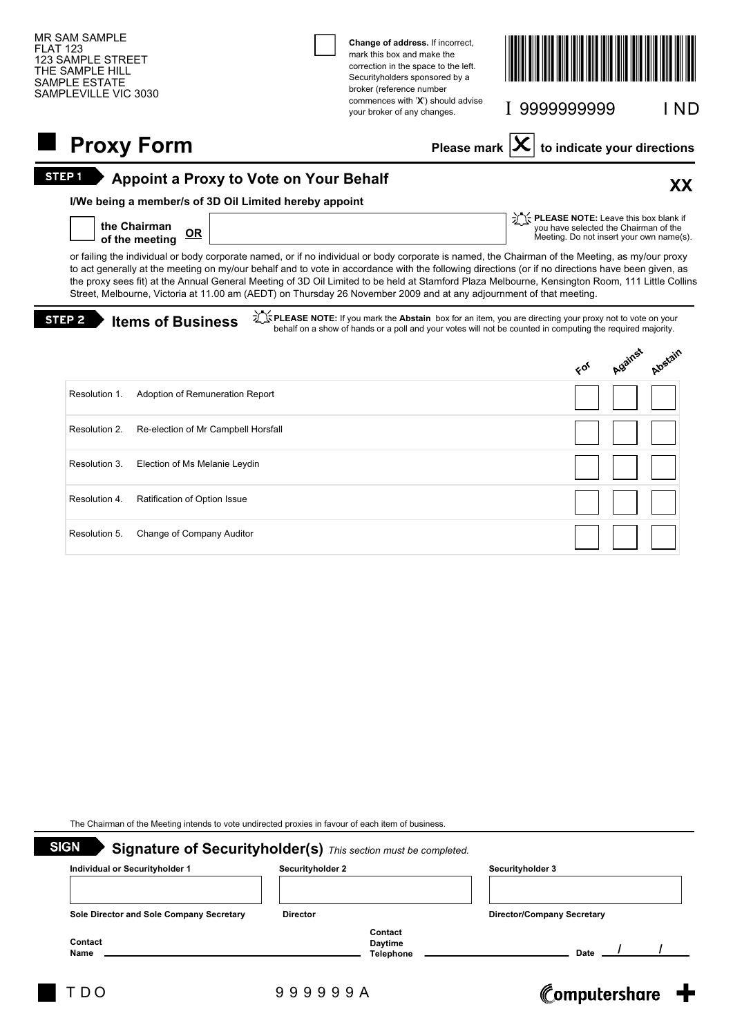MR SAM SAMPLE
FLAT 123
123 SAMPLE STREET
THE SAMPLE HILL
SAMPLE ESTATE
SAMPLEVILLE VIC 3030

☐ **Change of address.** If incorrect, mark this box and make the correction in the space to the left. Securityholders sponsored by a broker (reference number commences with '**X**') should advise your broker of any changes.

I 9999999999 I ND

# Proxy Form

**Please mark ☒ to indicate your directions**

## STEP 1 Appoint a Proxy to Vote on Your Behalf

**XX**

**I/We being a member/s of 3D Oil Limited hereby appoint**

☐ **the Chairman of the meeting** **OR** ____________________

**PLEASE NOTE:** Leave this box blank if you have selected the Chairman of the Meeting. Do not insert your own name(s).

or failing the individual or body corporate named, or if no individual or body corporate is named, the Chairman of the Meeting, as my/our proxy to act generally at the meeting on my/our behalf and to vote in accordance with the following directions (or if no directions have been given, as the proxy sees fit) at the Annual General Meeting of 3D Oil Limited to be held at Stamford Plaza Melbourne, Kensington Room, 111 Little Collins Street, Melbourne, Victoria at 11.00 am (AEDT) on Thursday 26 November 2009 and at any adjournment of that meeting.

## STEP 2 Items of Business

**PLEASE NOTE:** If you mark the **Abstain** box for an item, you are directing your proxy not to vote on your behalf on a show of hands or a poll and your votes will not be counted in computing the required majority.

| | | For | Against | Abstain |
|---|---|---|---|---|
| Resolution 1. | Adoption of Remuneration Report | ☐ | ☐ | ☐ |
| Resolution 2. | Re-election of Mr Campbell Horsfall | ☐ | ☐ | ☐ |
| Resolution 3. | Election of Ms Melanie Leydin | ☐ | ☐ | ☐ |
| Resolution 4. | Ratification of Option Issue | ☐ | ☐ | ☐ |
| Resolution 5. | Change of Company Auditor | ☐ | ☐ | ☐ |

The Chairman of the Meeting intends to vote undirected proxies in favour of each item of business.

## SIGN Signature of Securityholder(s) *This section must be completed.*

| Individual or Securityholder 1 | Securityholder 2 | Securityholder 3 |
|---|---|---|
| | | |
| **Sole Director and Sole Company Secretary** | **Director** | **Director/Company Secretary** |

**Contact Name** ____________________ **Contact Daytime Telephone** ____________________ **Date** ____ / ____ / ____

TDO 999999A

Computershare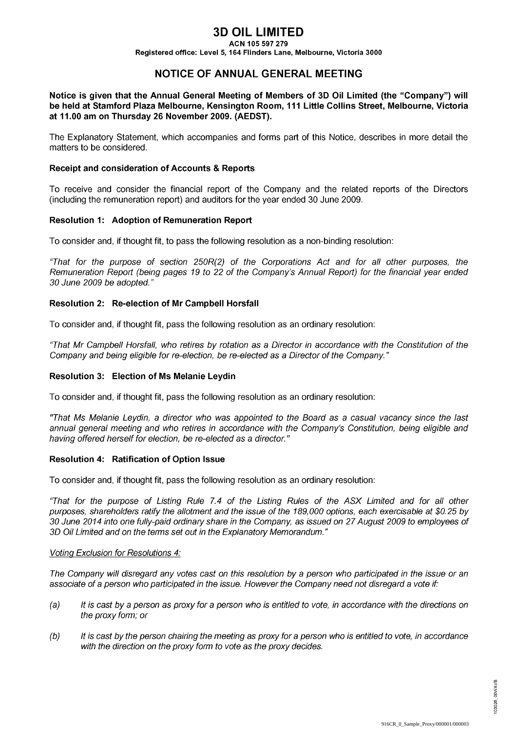# 3D OIL LIMITED

**ACN 105 597 279**

**Registered office: Level 5, 164 Flinders Lane, Melbourne, Victoria 3000**

## NOTICE OF ANNUAL GENERAL MEETING

**Notice is given that the Annual General Meeting of Members of 3D Oil Limited (the "Company") will be held at Stamford Plaza Melbourne, Kensington Room, 111 Little Collins Street, Melbourne, Victoria at 11.00 am on Thursday 26 November 2009. (AEDST).**

The Explanatory Statement, which accompanies and forms part of this Notice, describes in more detail the matters to be considered.

### Receipt and consideration of Accounts & Reports

To receive and consider the financial report of the Company and the related reports of the Directors (including the remuneration report) and auditors for the year ended 30 June 2009.

### Resolution 1: Adoption of Remuneration Report

To consider and, if thought fit, to pass the following resolution as a non-binding resolution:

*"That for the purpose of section 250R(2) of the Corporations Act and for all other purposes, the Remuneration Report (being pages 19 to 22 of the Company's Annual Report) for the financial year ended 30 June 2009 be adopted."*

### Resolution 2: Re-election of Mr Campbell Horsfall

To consider and, if thought fit, pass the following resolution as an ordinary resolution:

*"That Mr Campbell Horsfall, who retires by rotation as a Director in accordance with the Constitution of the Company and being eligible for re-election, be re-elected as a Director of the Company."*

### Resolution 3: Election of Ms Melanie Leydin

To consider and, if thought fit, pass the following resolution as an ordinary resolution:

*"That Ms Melanie Leydin, a director who was appointed to the Board as a casual vacancy since the last annual general meeting and who retires in accordance with the Company's Constitution, being eligible and having offered herself for election, be re-elected as a director."*

### Resolution 4: Ratification of Option Issue

To consider and, if thought fit, pass the following resolution as an ordinary resolution:

*"That for the purpose of Listing Rule 7.4 of the Listing Rules of the ASX Limited and for all other purposes, shareholders ratify the allotment and the issue of the 189,000 options, each exercisable at $0.25 by 30 June 2014 into one fully-paid ordinary share in the Company, as issued on 27 August 2009 to employees of 3D Oil Limited and on the terms set out in the Explanatory Memorandum."*

*Voting Exclusion for Resolutions 4:*

*The Company will disregard any votes cast on this resolution by a person who participated in the issue or an associate of a person who participated in the issue. However the Company need not disregard a vote if:*

*(a) It is cast by a person as proxy for a person who is entitled to vote, in accordance with the directions on the proxy form; or*

*(b) It is cast by the person chairing the meeting as proxy for a person who is entitled to vote, in accordance with the direction on the proxy form to vote as the proxy decides.*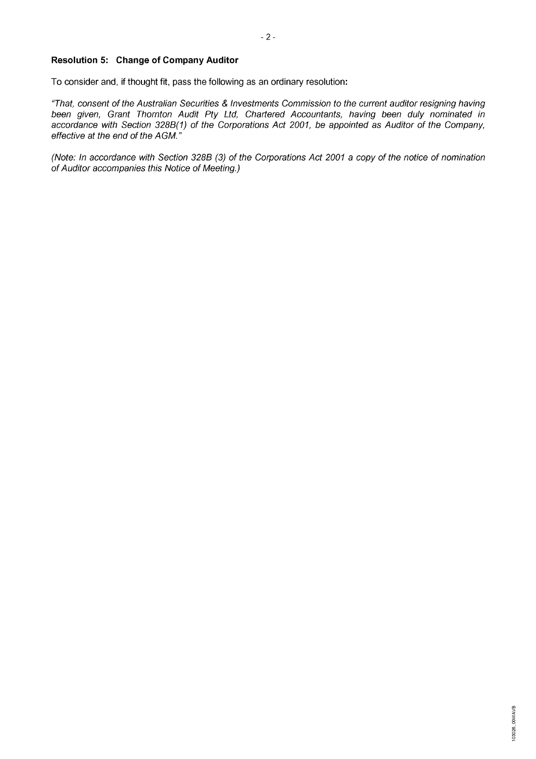### Resolution 5: Change of Company Auditor

To consider and, if thought fit, pass the following as an ordinary resolution**:**

*"That, consent of the Australian Securities & Investments Commission to the current auditor resigning having been given, Grant Thornton Audit Pty Ltd, Chartered Accountants, having been duly nominated in accordance with Section 328B(1) of the Corporations Act 2001, be appointed as Auditor of the Company, effective at the end of the AGM."*

*(Note: In accordance with Section 328B (3) of the Corporations Act 2001 a copy of the notice of nomination of Auditor accompanies this Notice of Meeting.)*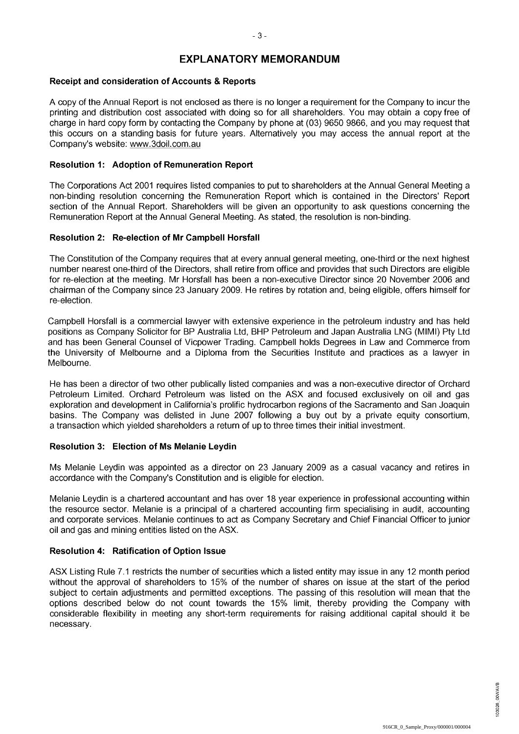# EXPLANATORY MEMORANDUM

### Receipt and consideration of Accounts & Reports

A copy of the Annual Report is not enclosed as there is no longer a requirement for the Company to incur the printing and distribution cost associated with doing so for all shareholders. You may obtain a copy free of charge in hard copy form by contacting the Company by phone at (03) 9650 9866, and you may request that this occurs on a standing basis for future years. Alternatively you may access the annual report at the Company's website: www.3doil.com.au

### Resolution 1: Adoption of Remuneration Report

The Corporations Act 2001 requires listed companies to put to shareholders at the Annual General Meeting a non-binding resolution concerning the Remuneration Report which is contained in the Directors' Report section of the Annual Report. Shareholders will be given an opportunity to ask questions concerning the Remuneration Report at the Annual General Meeting. As stated, the resolution is non-binding.

### Resolution 2: Re-election of Mr Campbell Horsfall

The Constitution of the Company requires that at every annual general meeting, one-third or the next highest number nearest one-third of the Directors, shall retire from office and provides that such Directors are eligible for re-election at the meeting. Mr Horsfall has been a non-executive Director since 20 November 2006 and chairman of the Company since 23 January 2009. He retires by rotation and, being eligible, offers himself for re-election.

Campbell Horsfall is a commercial lawyer with extensive experience in the petroleum industry and has held positions as Company Solicitor for BP Australia Ltd, BHP Petroleum and Japan Australia LNG (MIMI) Pty Ltd and has been General Counsel of Vicpower Trading. Campbell holds Degrees in Law and Commerce from the University of Melbourne and a Diploma from the Securities Institute and practices as a lawyer in Melbourne.

He has been a director of two other publically listed companies and was a non-executive director of Orchard Petroleum Limited. Orchard Petroleum was listed on the ASX and focused exclusively on oil and gas exploration and development in California's prolific hydrocarbon regions of the Sacramento and San Joaquin basins. The Company was delisted in June 2007 following a buy out by a private equity consortium, a transaction which yielded shareholders a return of up to three times their initial investment.

### Resolution 3: Election of Ms Melanie Leydin

Ms Melanie Leydin was appointed as a director on 23 January 2009 as a casual vacancy and retires in accordance with the Company's Constitution and is eligible for election.

Melanie Leydin is a chartered accountant and has over 18 year experience in professional accounting within the resource sector. Melanie is a principal of a chartered accounting firm specialising in audit, accounting and corporate services. Melanie continues to act as Company Secretary and Chief Financial Officer to junior oil and gas and mining entities listed on the ASX.

### Resolution 4: Ratification of Option Issue

ASX Listing Rule 7.1 restricts the number of securities which a listed entity may issue in any 12 month period without the approval of shareholders to 15% of the number of shares on issue at the start of the period subject to certain adjustments and permitted exceptions. The passing of this resolution will mean that the options described below do not count towards the 15% limit, thereby providing the Company with considerable flexibility in meeting any short-term requirements for raising additional capital should it be necessary.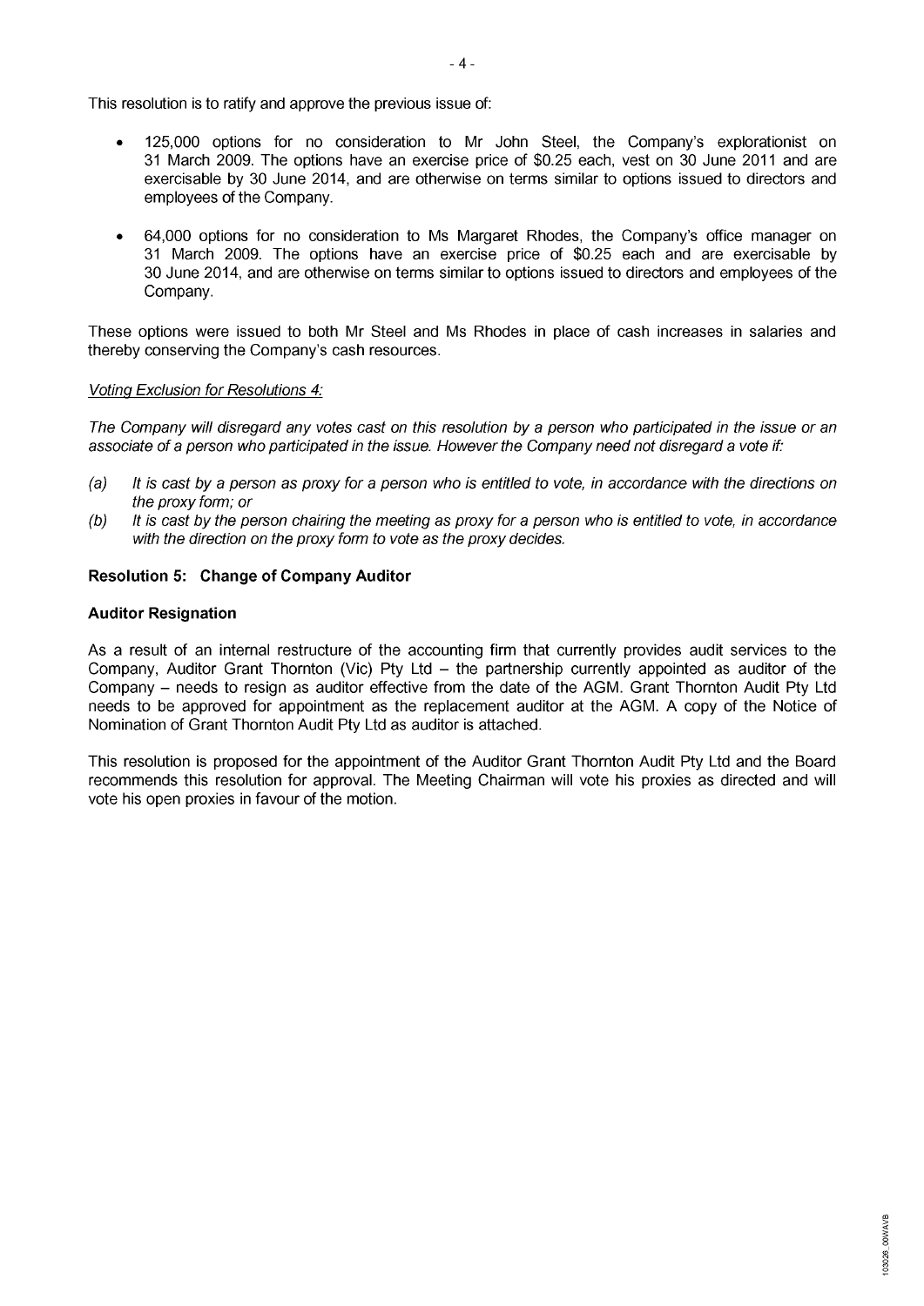This resolution is to ratify and approve the previous issue of:

- 125,000 options for no consideration to Mr John Steel, the Company's explorationist on 31 March 2009. The options have an exercise price of $0.25 each, vest on 30 June 2011 and are exercisable by 30 June 2014, and are otherwise on terms similar to options issued to directors and employees of the Company.
- 64,000 options for no consideration to Ms Margaret Rhodes, the Company's office manager on 31 March 2009. The options have an exercise price of $0.25 each and are exercisable by 30 June 2014, and are otherwise on terms similar to options issued to directors and employees of the Company.

These options were issued to both Mr Steel and Ms Rhodes in place of cash increases in salaries and thereby conserving the Company's cash resources.

*Voting Exclusion for Resolutions 4:*

*The Company will disregard any votes cast on this resolution by a person who participated in the issue or an associate of a person who participated in the issue. However the Company need not disregard a vote if:*

*(a) It is cast by a person as proxy for a person who is entitled to vote, in accordance with the directions on the proxy form; or*

*(b) It is cast by the person chairing the meeting as proxy for a person who is entitled to vote, in accordance with the direction on the proxy form to vote as the proxy decides.*

**Resolution 5: Change of Company Auditor**

**Auditor Resignation**

As a result of an internal restructure of the accounting firm that currently provides audit services to the Company, Auditor Grant Thornton (Vic) Pty Ltd – the partnership currently appointed as auditor of the Company – needs to resign as auditor effective from the date of the AGM. Grant Thornton Audit Pty Ltd needs to be approved for appointment as the replacement auditor at the AGM. A copy of the Notice of Nomination of Grant Thornton Audit Pty Ltd as auditor is attached.

This resolution is proposed for the appointment of the Auditor Grant Thornton Audit Pty Ltd and the Board recommends this resolution for approval. The Meeting Chairman will vote his proxies as directed and will vote his open proxies in favour of the motion.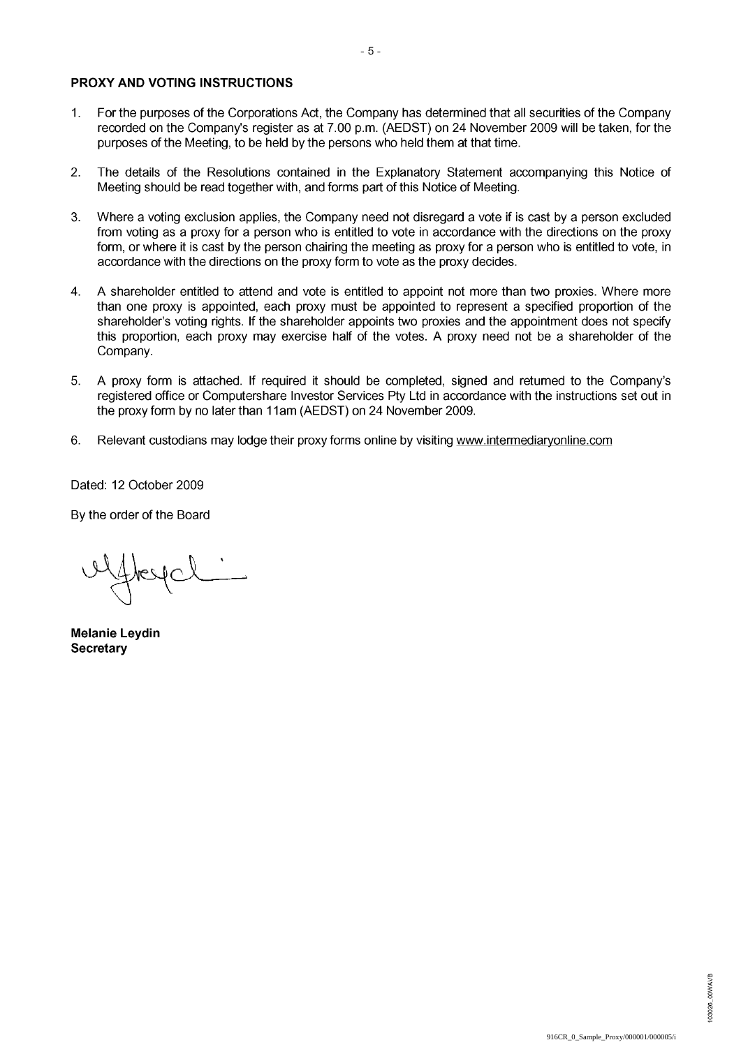**PROXY AND VOTING INSTRUCTIONS**

1. For the purposes of the Corporations Act, the Company has determined that all securities of the Company recorded on the Company's register as at 7.00 p.m. (AEDST) on 24 November 2009 will be taken, for the purposes of the Meeting, to be held by the persons who held them at that time.

2. The details of the Resolutions contained in the Explanatory Statement accompanying this Notice of Meeting should be read together with, and forms part of this Notice of Meeting.

3. Where a voting exclusion applies, the Company need not disregard a vote if is cast by a person excluded from voting as a proxy for a person who is entitled to vote in accordance with the directions on the proxy form, or where it is cast by the person chairing the meeting as proxy for a person who is entitled to vote, in accordance with the directions on the proxy form to vote as the proxy decides.

4. A shareholder entitled to attend and vote is entitled to appoint not more than two proxies. Where more than one proxy is appointed, each proxy must be appointed to represent a specified proportion of the shareholder's voting rights. If the shareholder appoints two proxies and the appointment does not specify this proportion, each proxy may exercise half of the votes. A proxy need not be a shareholder of the Company.

5. A proxy form is attached. If required it should be completed, signed and returned to the Company's registered office or Computershare Investor Services Pty Ltd in accordance with the instructions set out in the proxy form by no later than 11am (AEDST) on 24 November 2009.

6. Relevant custodians may lodge their proxy forms online by visiting www.intermediaryonline.com

Dated: 12 October 2009

By the order of the Board

**Melanie Leydin**
**Secretary**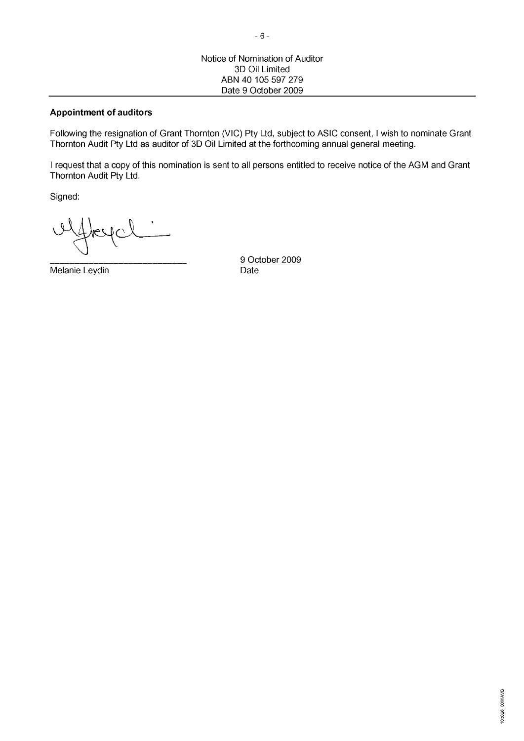Notice of Nomination of Auditor
3D Oil Limited
ABN 40 105 597 279
Date 9 October 2009

**Appointment of auditors**

Following the resignation of Grant Thornton (VIC) Pty Ltd, subject to ASIC consent, I wish to nominate Grant Thornton Audit Pty Ltd as auditor of 3D Oil Limited at the forthcoming annual general meeting.

I request that a copy of this nomination is sent to all persons entitled to receive notice of the AGM and Grant Thornton Audit Pty Ltd.

Signed:

\_\_\_\_\_\_\_\_\_\_\_\_\_\_\_\_\_\_\_\_\_\_\_\_\_\_\_\_ 9 October 2009

Melanie Leydin Date